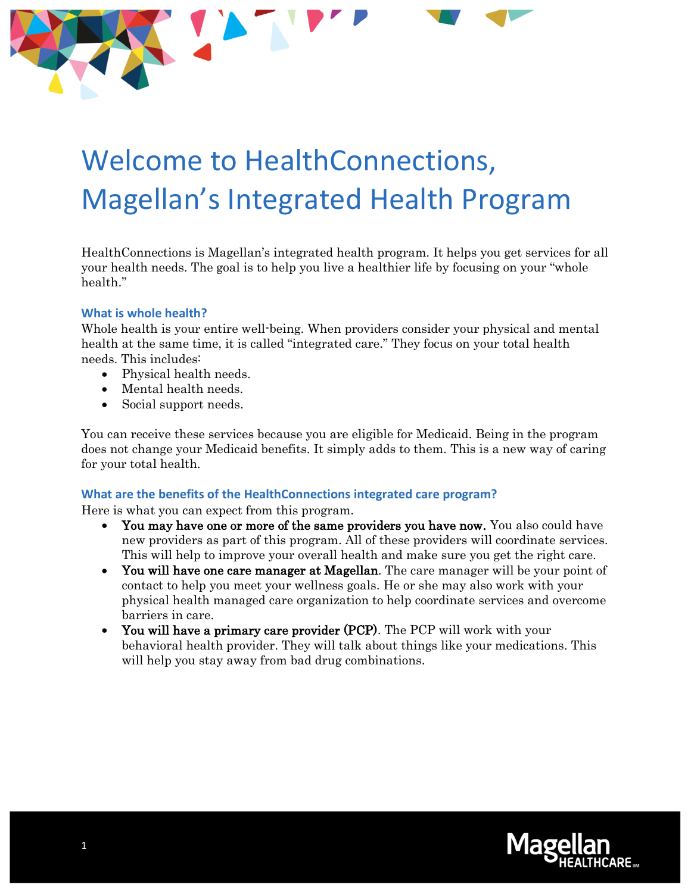# Welcome to HealthConnections, Magellan's Integrated Health Program

HealthConnections is Magellan's integrated health program. It helps you get services for all your health needs. The goal is to help you live a healthier life by focusing on your "whole health."

### What is whole health?

Whole health is your entire well-being. When providers consider your physical and mental health at the same time, it is called "integrated care." They focus on your total health needs. This includes:

- Physical health needs.
- Mental health needs.
- Social support needs.

You can receive these services because you are eligible for Medicaid. Being in the program does not change your Medicaid benefits. It simply adds to them. This is a new way of caring for your total health.

### What are the benefits of the HealthConnections integrated care program?

Here is what you can expect from this program.

- **You may have one or more of the same providers you have now.** You also could have new providers as part of this program. All of these providers will coordinate services. This will help to improve your overall health and make sure you get the right care.
- **You will have one care manager at Magellan**. The care manager will be your point of contact to help you meet your wellness goals. He or she may also work with your physical health managed care organization to help coordinate services and overcome barriers in care.
- **You will have a primary care provider (PCP)**. The PCP will work with your behavioral health provider. They will talk about things like your medications. This will help you stay away from bad drug combinations.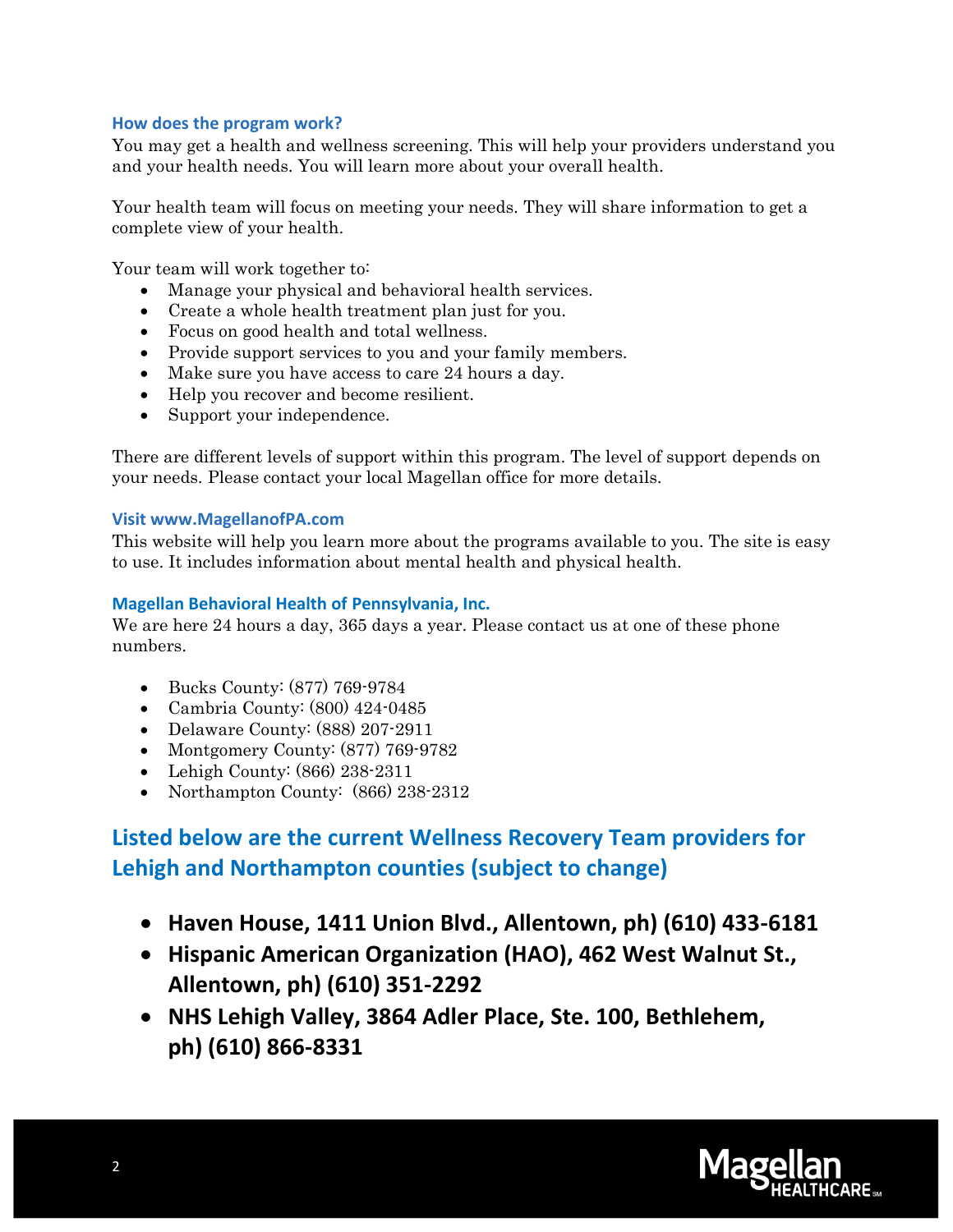### How does the program work?

You may get a health and wellness screening. This will help your providers understand you and your health needs. You will learn more about your overall health.

Your health team will focus on meeting your needs. They will share information to get a complete view of your health.

Your team will work together to:

- Manage your physical and behavioral health services.
- Create a whole health treatment plan just for you.
- Focus on good health and total wellness.
- Provide support services to you and your family members.
- Make sure you have access to care 24 hours a day.
- Help you recover and become resilient.
- Support your independence.

There are different levels of support within this program. The level of support depends on your needs. Please contact your local Magellan office for more details.

### Visit www.MagellanofPA.com

This website will help you learn more about the programs available to you. The site is easy to use. It includes information about mental health and physical health.

### Magellan Behavioral Health of Pennsylvania, Inc.

We are here 24 hours a day, 365 days a year. Please contact us at one of these phone numbers.

- Bucks County: (877) 769-9784
- Cambria County: (800) 424-0485
- Delaware County: (888) 207-2911
- Montgomery County: (877) 769-9782
- Lehigh County: (866) 238-2311
- Northampton County: (866) 238-2312

## Listed below are the current Wellness Recovery Team providers for Lehigh and Northampton counties (subject to change)

- **Haven House, 1411 Union Blvd., Allentown, ph) (610) 433-6181**
- **Hispanic American Organization (HAO), 462 West Walnut St., Allentown, ph) (610) 351-2292**
- **NHS Lehigh Valley, 3864 Adler Place, Ste. 100, Bethlehem, ph) (610) 866-8331**